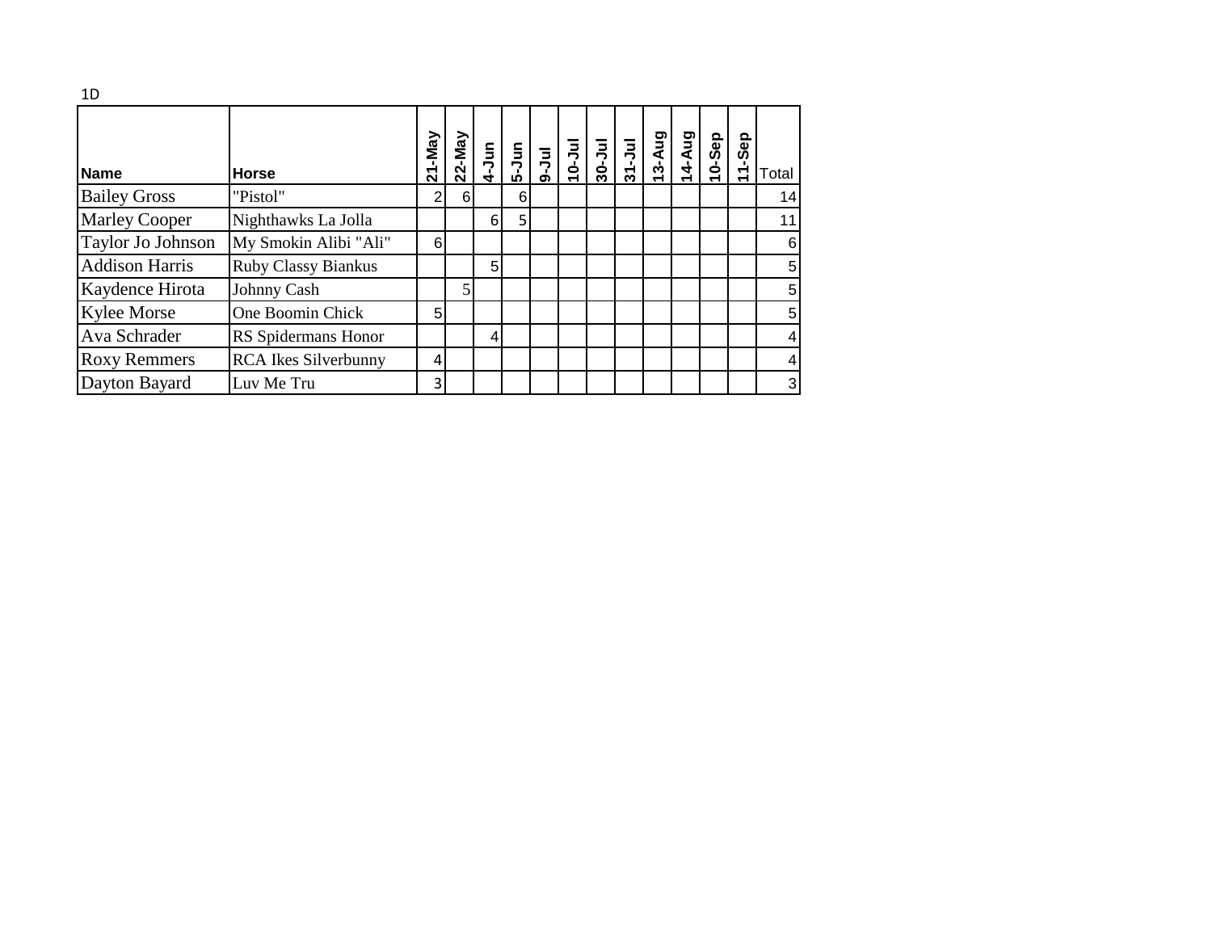1D

| Name | Horse | 21-May | 22-May | 4-Jun | 5-Jun | 9-Jul | 10-Jul | 30-Jul | 31-Jul | 13-Aug | 14-Aug | 10-Sep | 11-Sep | Total |
|---|---|---|---|---|---|---|---|---|---|---|---|---|---|---|
| Bailey Gross | "Pistol" | 2 | 6 | | 6 | | | | | | | | | 14 |
| Marley Cooper | Nighthawks La Jolla | | | 6 | 5 | | | | | | | | | 11 |
| Taylor Jo Johnson | My Smokin Alibi "Ali" | 6 | | | | | | | | | | | | 6 |
| Addison Harris | Ruby Classy Biankus | | | 5 | | | | | | | | | | 5 |
| Kaydence Hirota | Johnny Cash | | 5 | | | | | | | | | | | 5 |
| Kylee Morse | One Boomin Chick | 5 | | | | | | | | | | | | 5 |
| Ava Schrader | RS Spidermans Honor | | | 4 | | | | | | | | | | 4 |
| Roxy Remmers | RCA Ikes Silverbunny | 4 | | | | | | | | | | | | 4 |
| Dayton Bayard | Luv Me Tru | 3 | | | | | | | | | | | | 3 |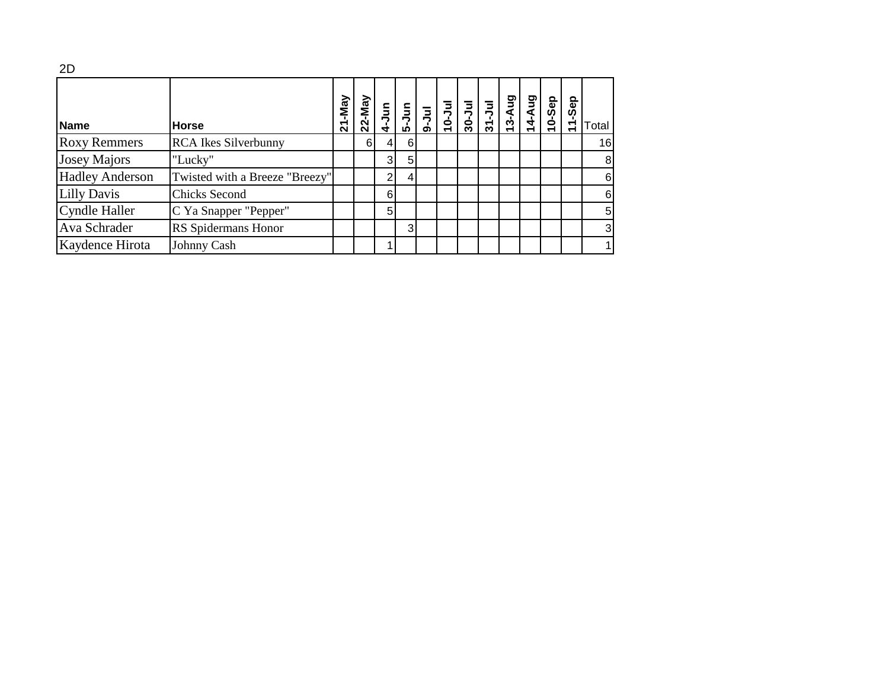2D

| Name | Horse | 21-May | 22-May | 4-Jun | 5-Jun | 9-Jul | 10-Jul | 30-Jul | 31-Jul | 13-Aug | 14-Aug | 10-Sep | 11-Sep | Total |
|---|---|---|---|---|---|---|---|---|---|---|---|---|---|---|
| Roxy Remmers | RCA Ikes Silverbunny | | 6 | 4 | 6 | | | | | | | | | 16 |
| Josey Majors | "Lucky" | | | 3 | 5 | | | | | | | | | 8 |
| Hadley Anderson | Twisted with a Breeze "Breezy" | | | 2 | 4 | | | | | | | | | 6 |
| Lilly Davis | Chicks Second | | | 6 | | | | | | | | | | 6 |
| Cyndle Haller | C Ya Snapper "Pepper" | | | 5 | | | | | | | | | | 5 |
| Ava Schrader | RS Spidermans Honor | | | | 3 | | | | | | | | | 3 |
| Kaydence Hirota | Johnny Cash | | | 1 | | | | | | | | | | 1 |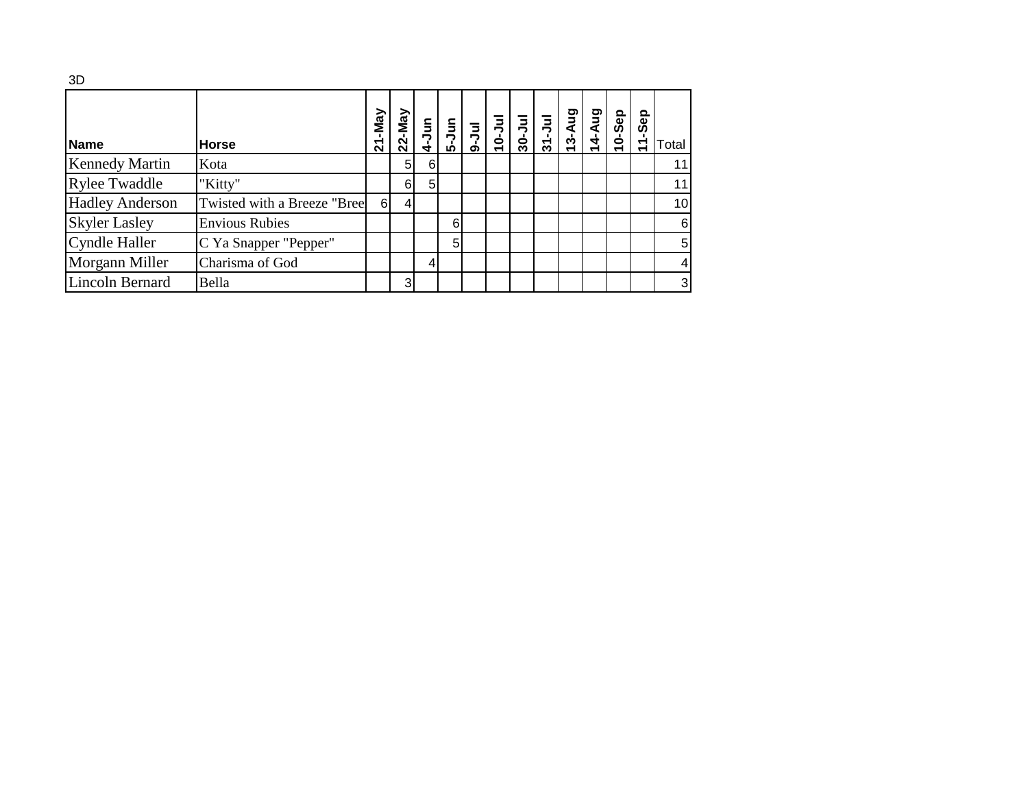3D

| Name | Horse | 21-May | 22-May | 4-Jun | 5-Jun | 9-Jul | 10-Jul | 30-Jul | 31-Jul | 13-Aug | 14-Aug | 10-Sep | 11-Sep | Total |
|---|---|---|---|---|---|---|---|---|---|---|---|---|---|---|
| Kennedy Martin | Kota | | 5 | 6 | | | | | | | | | | 11 |
| Rylee Twaddle | "Kitty" | | 6 | 5 | | | | | | | | | | 11 |
| Hadley Anderson | Twisted with a Breeze "Bree | 6 | 4 | | | | | | | | | | | 10 |
| Skyler Lasley | Envious Rubies | | | | 6 | | | | | | | | | 6 |
| Cyndle Haller | C Ya Snapper "Pepper" | | | | 5 | | | | | | | | | 5 |
| Morgann Miller | Charisma of God | | | 4 | | | | | | | | | | 4 |
| Lincoln Bernard | Bella | | 3 | | | | | | | | | | | 3 |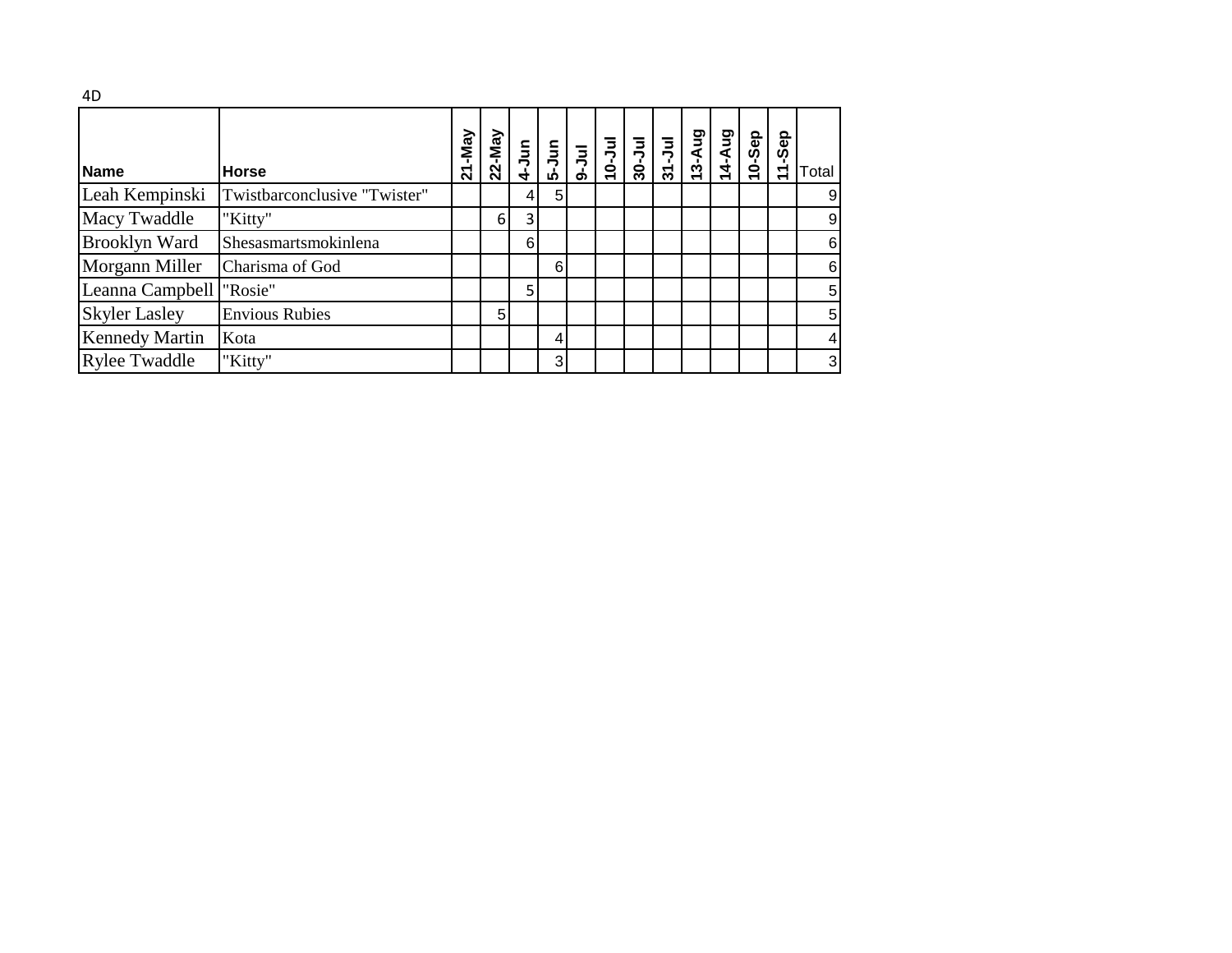4D

| Name | Horse | 21-May | 22-May | 4-Jun | 5-Jun | 9-Jul | 10-Jul | 30-Jul | 31-Jul | 13-Aug | 14-Aug | 10-Sep | 11-Sep | Total |
|---|---|---|---|---|---|---|---|---|---|---|---|---|---|---|
| Leah Kempinski | Twistbarconclusive "Twister" | | | 4 | 5 | | | | | | | | | 9 |
| Macy Twaddle | "Kitty" | | 6 | 3 | | | | | | | | | | 9 |
| Brooklyn Ward | Shesasmartsmokinlena | | | 6 | | | | | | | | | | 6 |
| Morgann Miller | Charisma of God | | | | 6 | | | | | | | | | 6 |
| Leanna Campbell | "Rosie" | | | 5 | | | | | | | | | | 5 |
| Skyler Lasley | Envious Rubies | | 5 | | | | | | | | | | | 5 |
| Kennedy Martin | Kota | | | | 4 | | | | | | | | | 4 |
| Rylee Twaddle | "Kitty" | | | | 3 | | | | | | | | | 3 |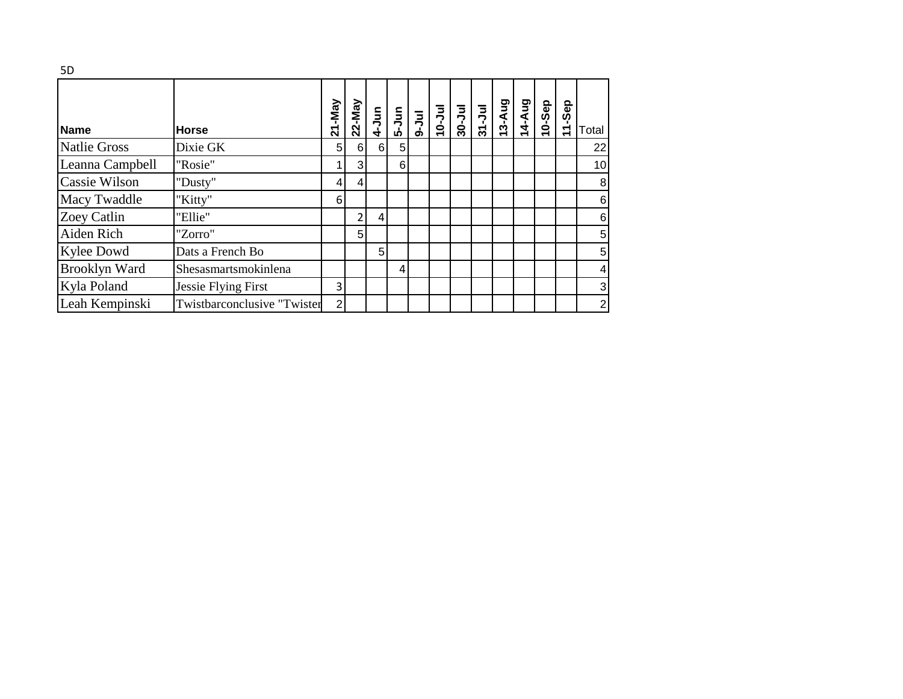5D

| Name | Horse | 21-May | 22-May | 4-Jun | 5-Jun | 9-Jul | 10-Jul | 30-Jul | 31-Jul | 13-Aug | 14-Aug | 10-Sep | 11-Sep | Total |
|---|---|---|---|---|---|---|---|---|---|---|---|---|---|---|
| Natlie Gross | Dixie GK | 5 | 6 | 6 | 5 | | | | | | | | | 22 |
| Leanna Campbell | "Rosie" | 1 | 3 | | 6 | | | | | | | | | 10 |
| Cassie Wilson | "Dusty" | 4 | 4 | | | | | | | | | | | 8 |
| Macy Twaddle | "Kitty" | 6 | | | | | | | | | | | | 6 |
| Zoey Catlin | "Ellie" | | 2 | 4 | | | | | | | | | | 6 |
| Aiden Rich | "Zorro" | | 5 | | | | | | | | | | | 5 |
| Kylee Dowd | Dats a French Bo | | | 5 | | | | | | | | | | 5 |
| Brooklyn Ward | Shesasmartsmokinlena | | | | 4 | | | | | | | | | 4 |
| Kyla Poland | Jessie Flying First | 3 | | | | | | | | | | | | 3 |
| Leah Kempinski | Twistbarconclusive "Twister | 2 | | | | | | | | | | | | 2 |